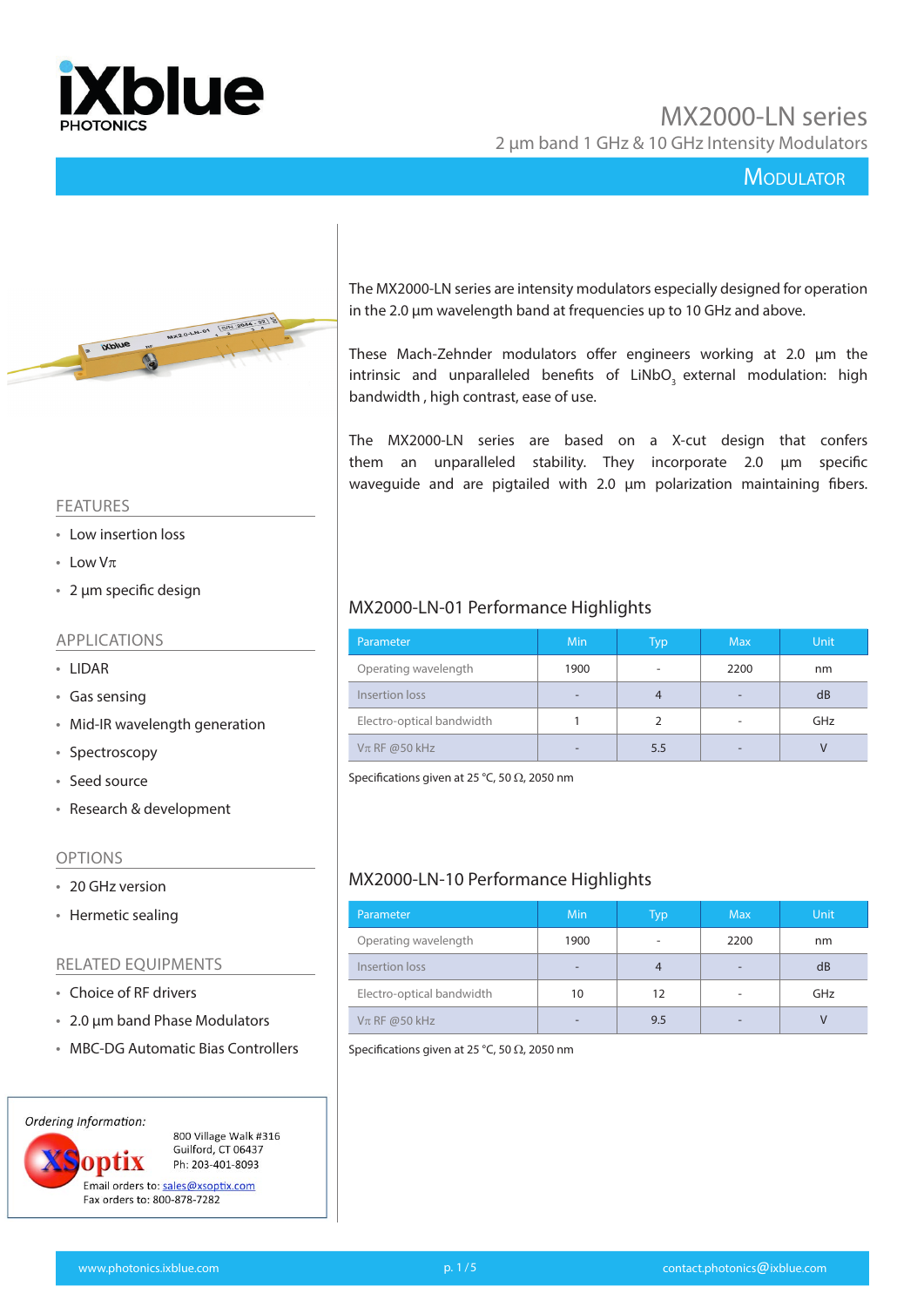# MX2000-LN series

## 2 µm band 1 GHz & 10 GHz Intensity Modulators

**MODULATOR**

The MX2000-LN series are intensity modulators especially designed for operation in the 2.0 µm wavelength band at frequencies up to 10 GHz and above.

These Mach-Zehnder modulators offer engineers working at 2.0 µm the intrinsic and unparalleled benefits of $LiNbO_3$ external modulation: high bandwidth , high contrast, ease of use.

The MX2000-LN series are based on a X-cut design that confers them an unparalleled stability. They incorporate 2.0 µm specific waveguide and are pigtailed with 2.0 µm polarization maintaining fibers.

### FEATURES

- Low insertion loss
- Low Vπ
- 2 µm specific design

### APPLICATIONS

- LIDAR
- Gas sensing
- Mid-IR wavelength generation
- Spectroscopy
- Seed source
- Research & development

### OPTIONS

- 20 GHz version
- Hermetic sealing

### RELATED EQUIPMENTS

- Choice of RF drivers
- 2.0 µm band Phase Modulators
- MBC-DG Automatic Bias Controllers

### MX2000-LN-01 Performance Highlights

| Parameter | Min | Typ | Max | Unit |
|---|---|---|---|---|
| Operating wavelength | 1900 | - | 2200 | nm |
| Insertion loss | - | 4 | - | dB |
| Electro-optical bandwidth | 1 | 2 | - | GHz |
| Vπ RF @50 kHz | - | 5.5 | - | V |

Specifications given at 25 °C, 50 Ω, 2050 nm

### MX2000-LN-10 Performance Highlights

| Parameter | Min | Typ | Max | Unit |
|---|---|---|---|---|
| Operating wavelength | 1900 | - | 2200 | nm |
| Insertion loss | - | 4 | - | dB |
| Electro-optical bandwidth | 10 | 12 | - | GHz |
| Vπ RF @50 kHz | - | 9.5 | - | V |

Specifications given at 25 °C, 50 Ω, 2050 nm

*Ordering Information:*

XSoptix
800 Village Walk #316
Guilford, CT 06437
Ph: 203-401-8093
Email orders to: sales@xsoptix.com
Fax orders to: 800-878-7282

www.photonics.ixblue.com — contact.photonics@ixblue.com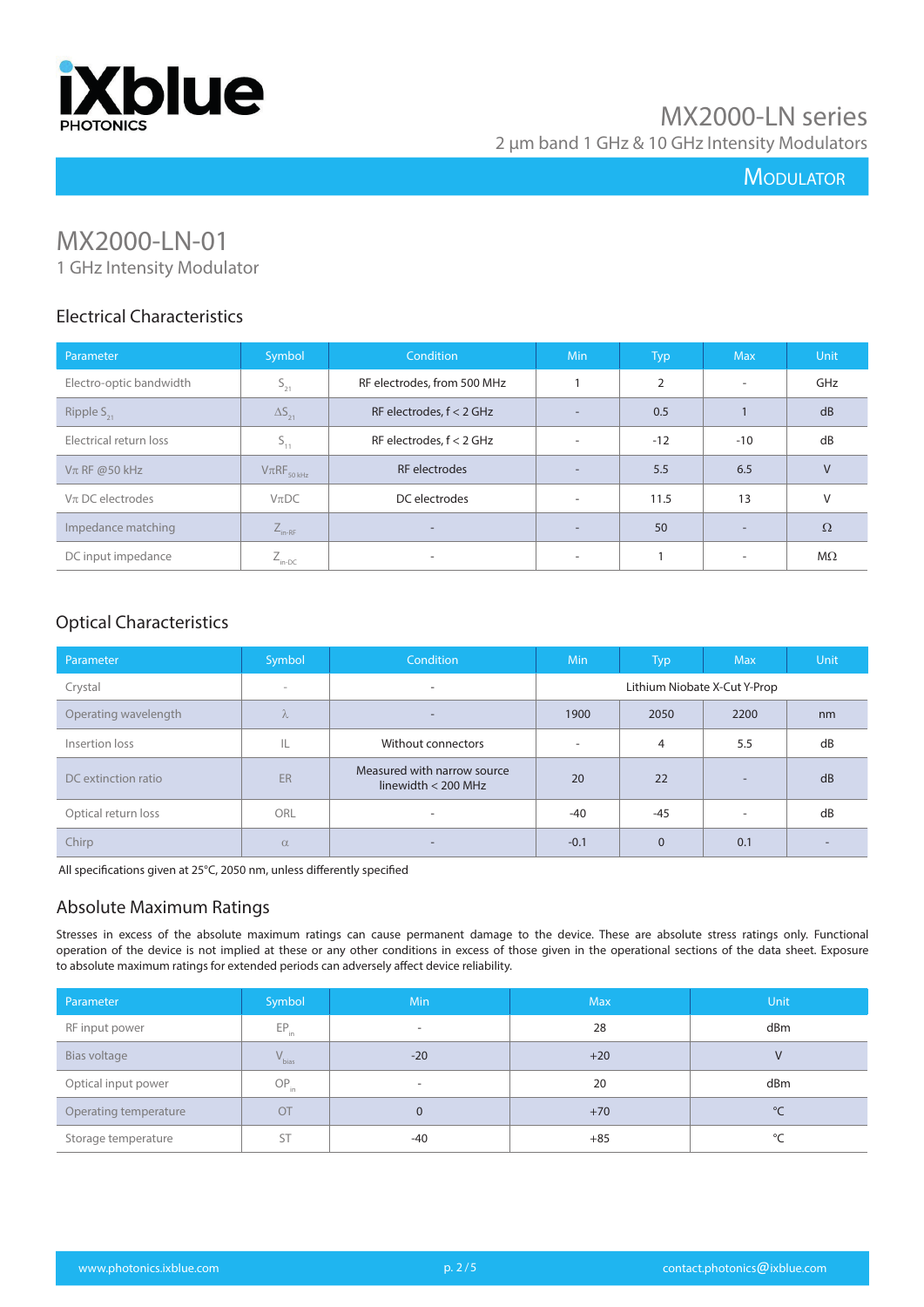# MX2000-LN-01

1 GHz Intensity Modulator

## Electrical Characteristics

| Parameter | Symbol | Condition | Min | Typ | Max | Unit |
|---|---|---|---|---|---|---|
| Electro-optic bandwidth | $S_{21}$ | RF electrodes, from 500 MHz | 1 | 2 | - | GHz |
| Ripple $S_{21}$ | $\Delta S_{21}$ | RF electrodes, f < 2 GHz | - | 0.5 | 1 | dB |
| Electrical return loss | $S_{11}$ | RF electrodes, f < 2 GHz | - | -12 | -10 | dB |
| Vπ RF @50 kHz | $V\pi RF_{50\,kHz}$ | RF electrodes | - | 5.5 | 6.5 | V |
| Vπ DC electrodes | VπDC | DC electrodes | - | 11.5 | 13 | V |
| Impedance matching | $Z_{in\text{-}RF}$ | - | - | 50 | - | Ω |
| DC input impedance | $Z_{in\text{-}DC}$ | - | - | 1 | - | MΩ |

## Optical Characteristics

| Parameter | Symbol | Condition | Min | Typ | Max | Unit |
|---|---|---|---|---|---|---|
| Crystal | - | - | Lithium Niobate X-Cut Y-Prop | | | |
| Operating wavelength | λ | - | 1900 | 2050 | 2200 | nm |
| Insertion loss | IL | Without connectors | - | 4 | 5.5 | dB |
| DC extinction ratio | ER | Measured with narrow source linewidth < 200 MHz | 20 | 22 | - | dB |
| Optical return loss | ORL | - | -40 | -45 | - | dB |
| Chirp | α | - | -0.1 | 0 | 0.1 | - |

All specifications given at 25°C, 2050 nm, unless differently specified

## Absolute Maximum Ratings

Stresses in excess of the absolute maximum ratings can cause permanent damage to the device. These are absolute stress ratings only. Functional operation of the device is not implied at these or any other conditions in excess of those given in the operational sections of the data sheet. Exposure to absolute maximum ratings for extended periods can adversely affect device reliability.

| Parameter | Symbol | Min | Max | Unit |
|---|---|---|---|---|
| RF input power | $EP_{in}$ | - | 28 | dBm |
| Bias voltage | $V_{bias}$ | -20 | +20 | V |
| Optical input power | $OP_{in}$ | - | 20 | dBm |
| Operating temperature | OT | 0 | +70 | °C |
| Storage temperature | ST | -40 | +85 | °C |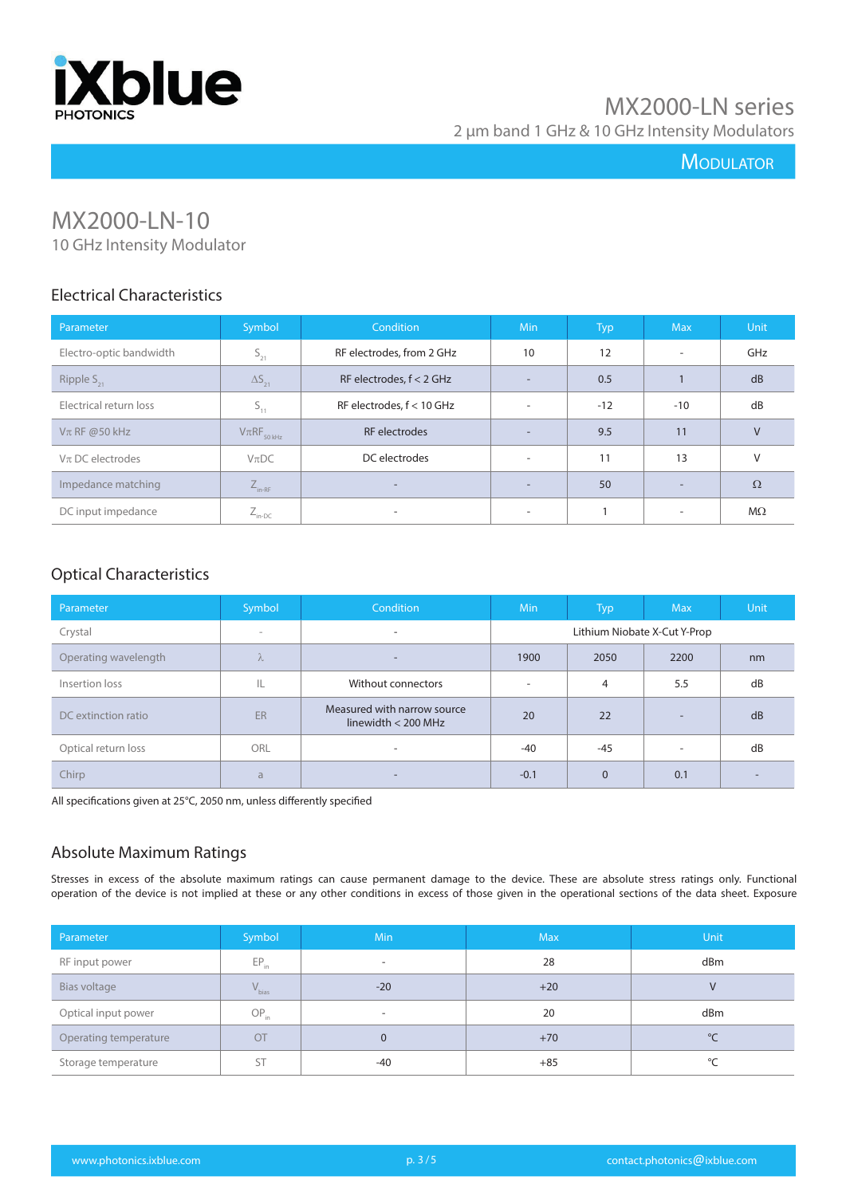# MX2000-LN-10

10 GHz Intensity Modulator

## Electrical Characteristics

| Parameter | Symbol | Condition | Min | Typ | Max | Unit |
|---|---|---|---|---|---|---|
| Electro-optic bandwidth | $S_{21}$ | RF electrodes, from 2 GHz | 10 | 12 | - | GHz |
| Ripple $S_{21}$ | $\Delta S_{21}$ | RF electrodes, f < 2 GHz | - | 0.5 | 1 | dB |
| Electrical return loss | $S_{11}$ | RF electrodes, f < 10 GHz | - | -12 | -10 | dB |
| Vπ RF @50 kHz | $V\pi RF_{50\,kHz}$ | RF electrodes | - | 9.5 | 11 | V |
| Vπ DC electrodes | VπDC | DC electrodes | - | 11 | 13 | V |
| Impedance matching | $Z_{in\text{-}RF}$ | - | - | 50 | - | Ω |
| DC input impedance | $Z_{in\text{-}DC}$ | - | - | 1 | - | MΩ |

## Optical Characteristics

| Parameter | Symbol | Condition | Min | Typ | Max | Unit |
|---|---|---|---|---|---|---|
| Crystal | - | - | Lithium Niobate X-Cut Y-Prop | | | |
| Operating wavelength | λ | - | 1900 | 2050 | 2200 | nm |
| Insertion loss | IL | Without connectors | - | 4 | 5.5 | dB |
| DC extinction ratio | ER | Measured with narrow source linewidth < 200 MHz | 20 | 22 | - | dB |
| Optical return loss | ORL | - | -40 | -45 | - | dB |
| Chirp | a | - | -0.1 | 0 | 0.1 | - |

All specifications given at 25°C, 2050 nm, unless differently specified

## Absolute Maximum Ratings

Stresses in excess of the absolute maximum ratings can cause permanent damage to the device. These are absolute stress ratings only. Functional operation of the device is not implied at these or any other conditions in excess of those given in the operational sections of the data sheet. Exposure

| Parameter | Symbol | Min | Max | Unit |
|---|---|---|---|---|
| RF input power | $EP_{in}$ | - | 28 | dBm |
| Bias voltage | $V_{bias}$ | -20 | +20 | V |
| Optical input power | $OP_{in}$ | - | 20 | dBm |
| Operating temperature | OT | 0 | +70 | °C |
| Storage temperature | ST | -40 | +85 | °C |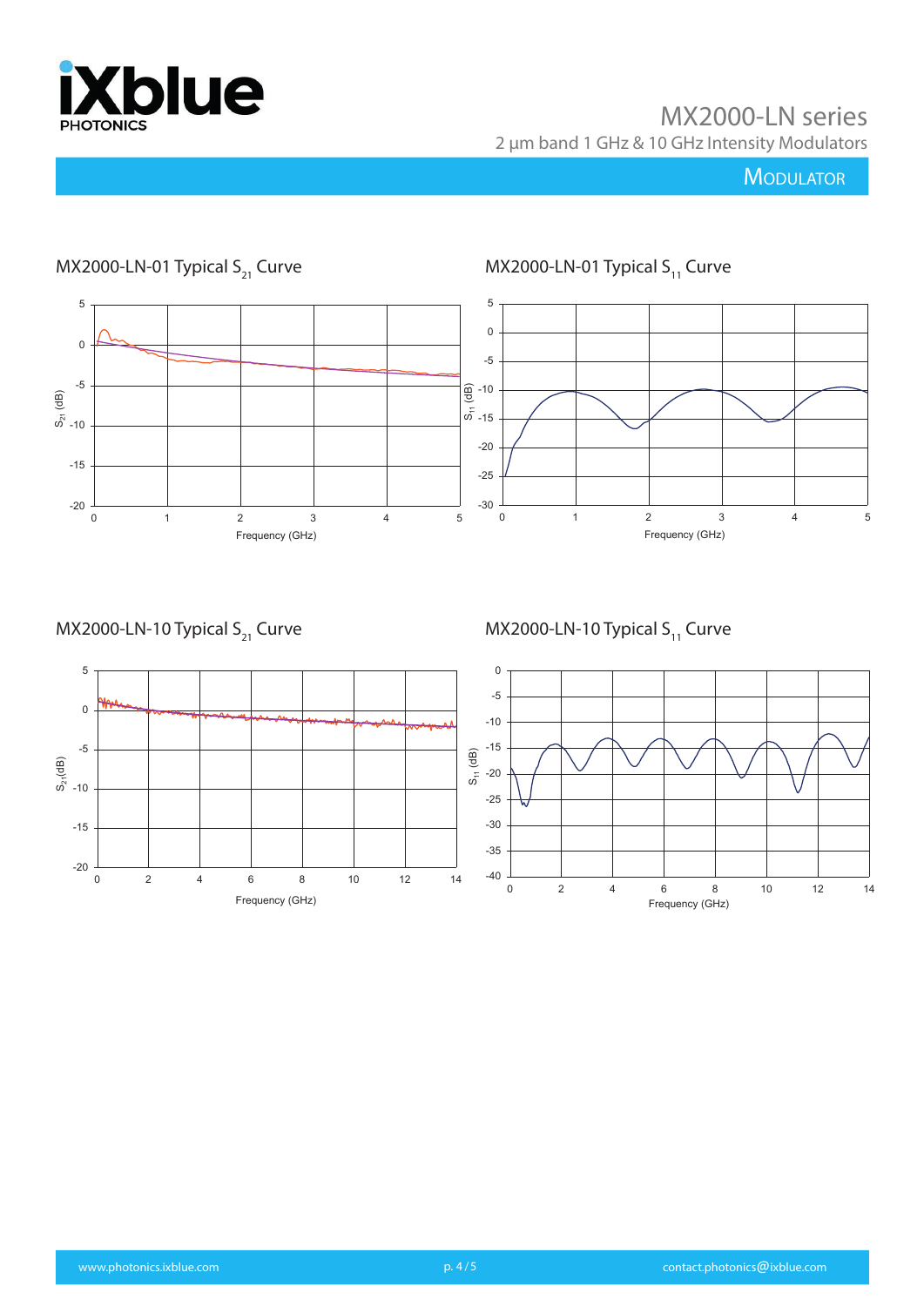MX2000-LN-01 Typical $S_{21}$ Curve

MX2000-LN-01 Typical $S_{11}$ Curve

MX2000-LN-10 Typical $S_{21}$ Curve

MX2000-LN-10 Typical $S_{11}$ Curve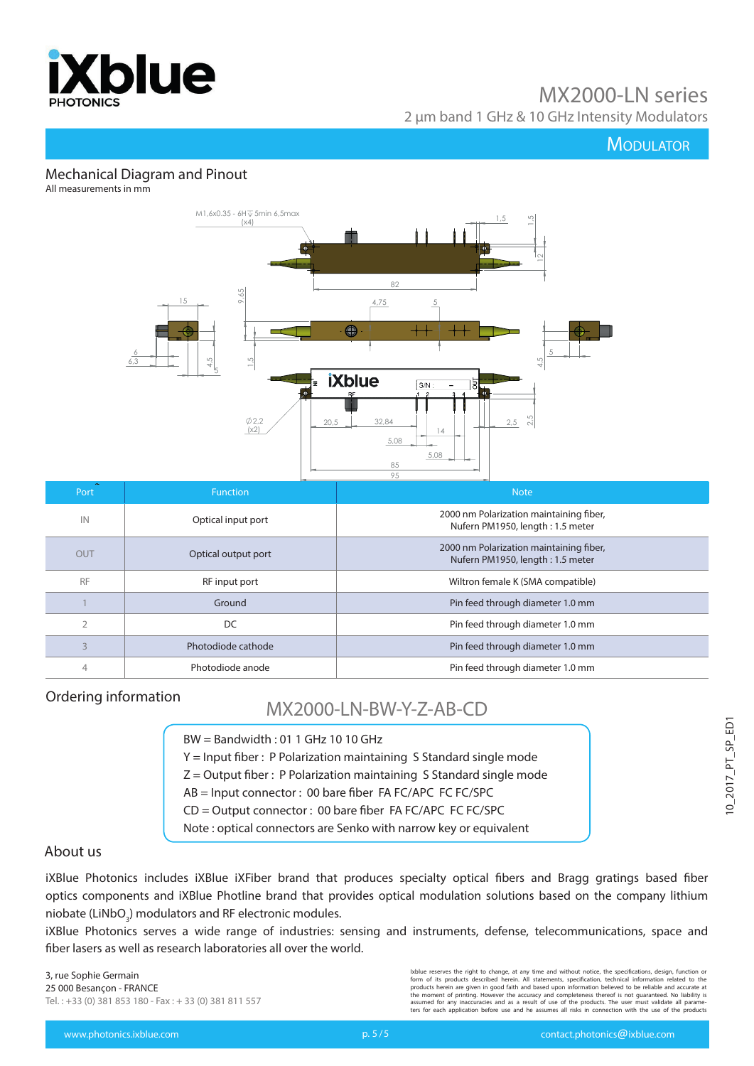## Mechanical Diagram and Pinout

All measurements in mm

M1,6x0.35 - 6H ▽ 5min 6,5max (x4)

1,5

1,5

12

82

9,65

15

4,75

5

6

6,3

4,5

5

1,5

5

4,5

Ø2,2 (x2)

20,5

32,84

14

2,5

2,5

5,08

5,08

85

95

IN

RF

S/N

OUT

1 2 3 4

| Port | Function | Note |
|---|---|---|
| IN | Optical input port | 2000 nm Polarization maintaining fiber, Nufern PM1950, length : 1.5 meter |
| OUT | Optical output port | 2000 nm Polarization maintaining fiber, Nufern PM1950, length : 1.5 meter |
| RF | RF input port | Wiltron female K (SMA compatible) |
| 1 | Ground | Pin feed through diameter 1.0 mm |
| 2 | DC | Pin feed through diameter 1.0 mm |
| 3 | Photodiode cathode | Pin feed through diameter 1.0 mm |
| 4 | Photodiode anode | Pin feed through diameter 1.0 mm |

## Ordering information

### MX2000-LN-BW-Y-Z-AB-CD

BW = Bandwidth : 01 1 GHz 10 10 GHz
Y = Input fiber : P Polarization maintaining S Standard single mode
Z = Output fiber : P Polarization maintaining S Standard single mode
AB = Input connector : 00 bare fiber FA FC/APC FC FC/SPC
CD = Output connector : 00 bare fiber FA FC/APC FC FC/SPC
Note : optical connectors are Senko with narrow key or equivalent

## About us

iXBlue Photonics includes iXBlue iXFiber brand that produces specialty optical fibers and Bragg gratings based fiber optics components and iXBlue Photline brand that provides optical modulation solutions based on the company lithium niobate ($LiNbO_3$) modulators and RF electronic modules.

iXBlue Photonics serves a wide range of industries: sensing and instruments, defense, telecommunications, space and fiber lasers as well as research laboratories all over the world.

3, rue Sophie Germain
25 000 Besançon - FRANCE
Tel. : +33 (0) 381 853 180 - Fax : + 33 (0) 381 811 557

Ixblue reserves the right to change, at any time and without notice, the specifications, design, function or form of its products described herein. All statements, specification, technical information related to the products herein are given in good faith and based upon information believed to be reliable and accurate at the moment of printing. However the accuracy and completeness thereof is not guaranteed. No liability is assumed for any inaccuracies and as a result of use of the products. The user must validate all parameters for each application before use and he assumes all risks in connection with the use of the products

www.photonics.ixblue.com

contact.photonics@ixblue.com

10_2017_PT_SP_ED1